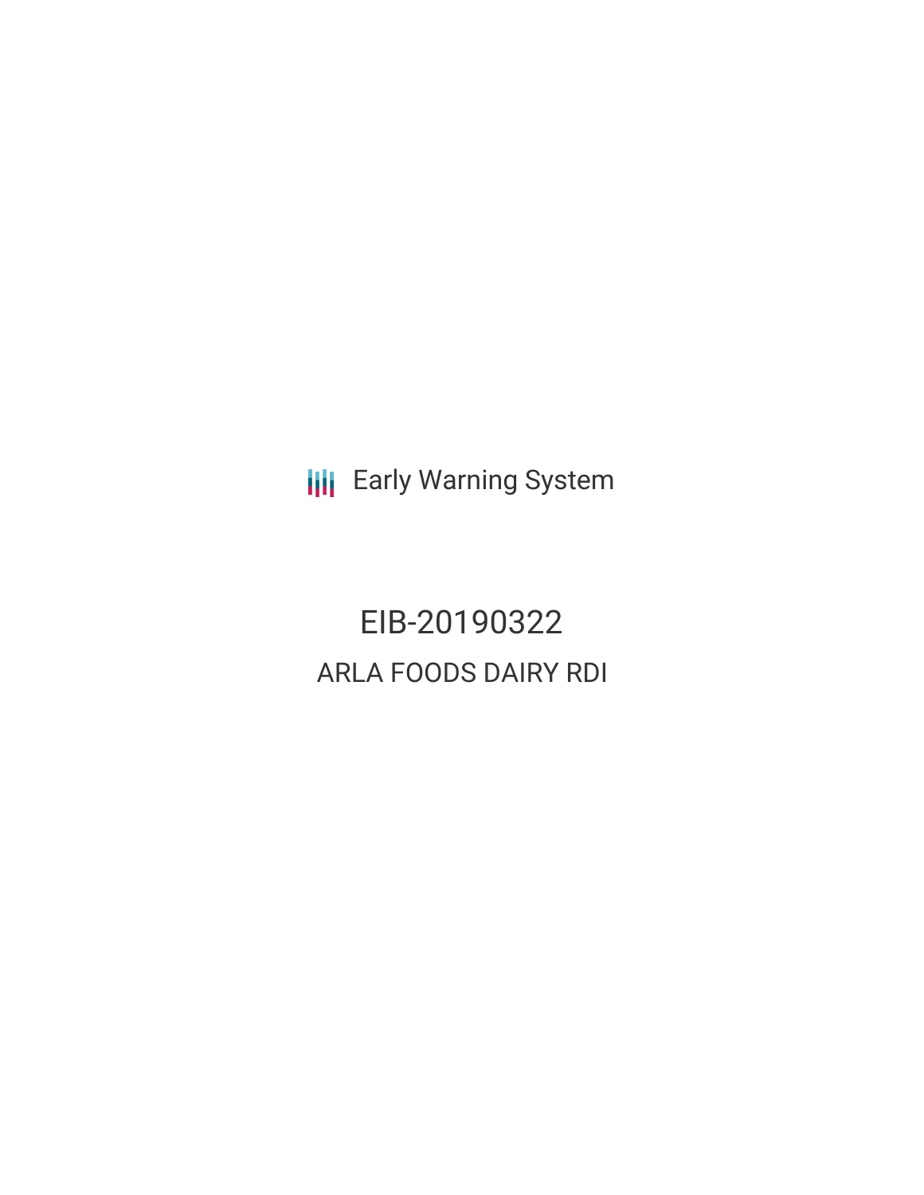Early Warning System

# EIB-20190322

## ARLA FOODS DAIRY RDI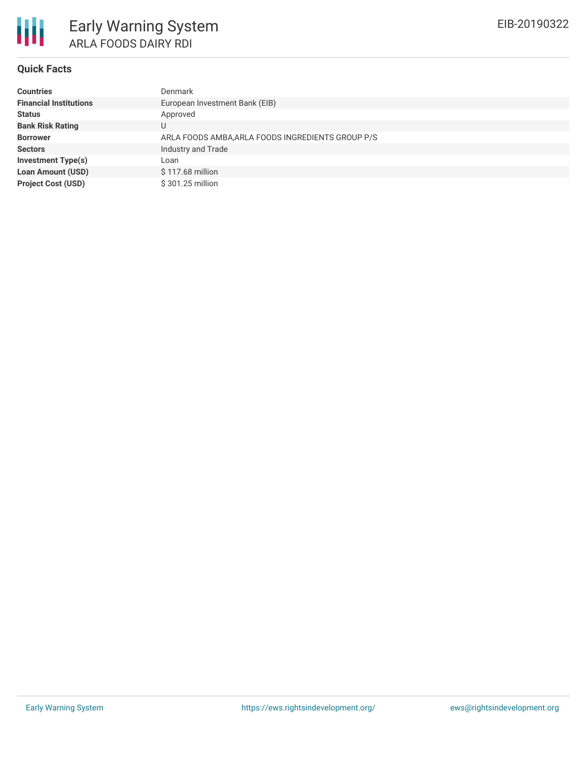# Early Warning System

## ARLA FOODS DAIRY RDI

EIB-20190322

### Quick Facts

| | |
|---|---|
| **Countries** | Denmark |
| **Financial Institutions** | European Investment Bank (EIB) |
| **Status** | Approved |
| **Bank Risk Rating** | U |
| **Borrower** | ARLA FOODS AMBA,ARLA FOODS INGREDIENTS GROUP P/S |
| **Sectors** | Industry and Trade |
| **Investment Type(s)** | Loan |
| **Loan Amount (USD)** | $ 117.68 million |
| **Project Cost (USD)** | $ 301.25 million |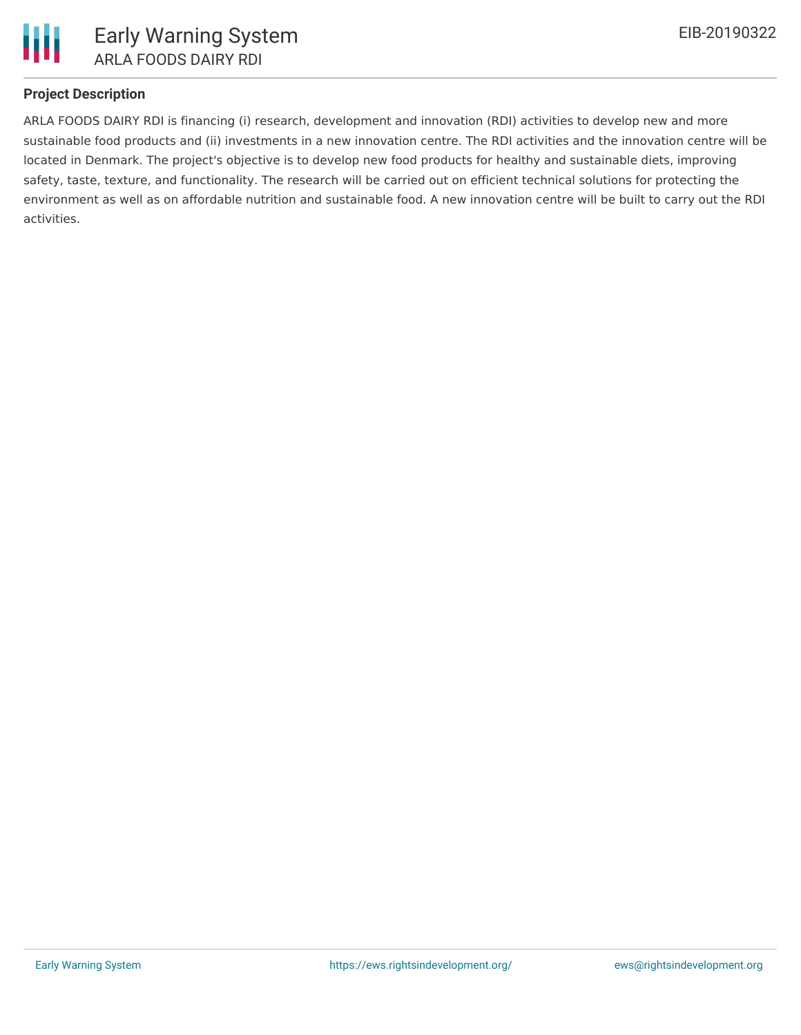## Project Description

ARLA FOODS DAIRY RDI is financing (i) research, development and innovation (RDI) activities to develop new and more sustainable food products and (ii) investments in a new innovation centre. The RDI activities and the innovation centre will be located in Denmark. The project's objective is to develop new food products for healthy and sustainable diets, improving safety, taste, texture, and functionality. The research will be carried out on efficient technical solutions for protecting the environment as well as on affordable nutrition and sustainable food. A new innovation centre will be built to carry out the RDI activities.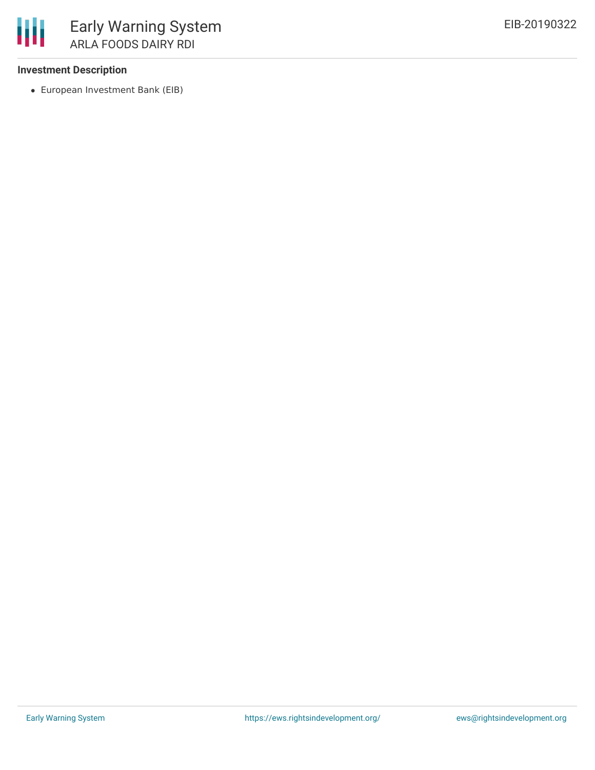**Investment Description**

- European Investment Bank (EIB)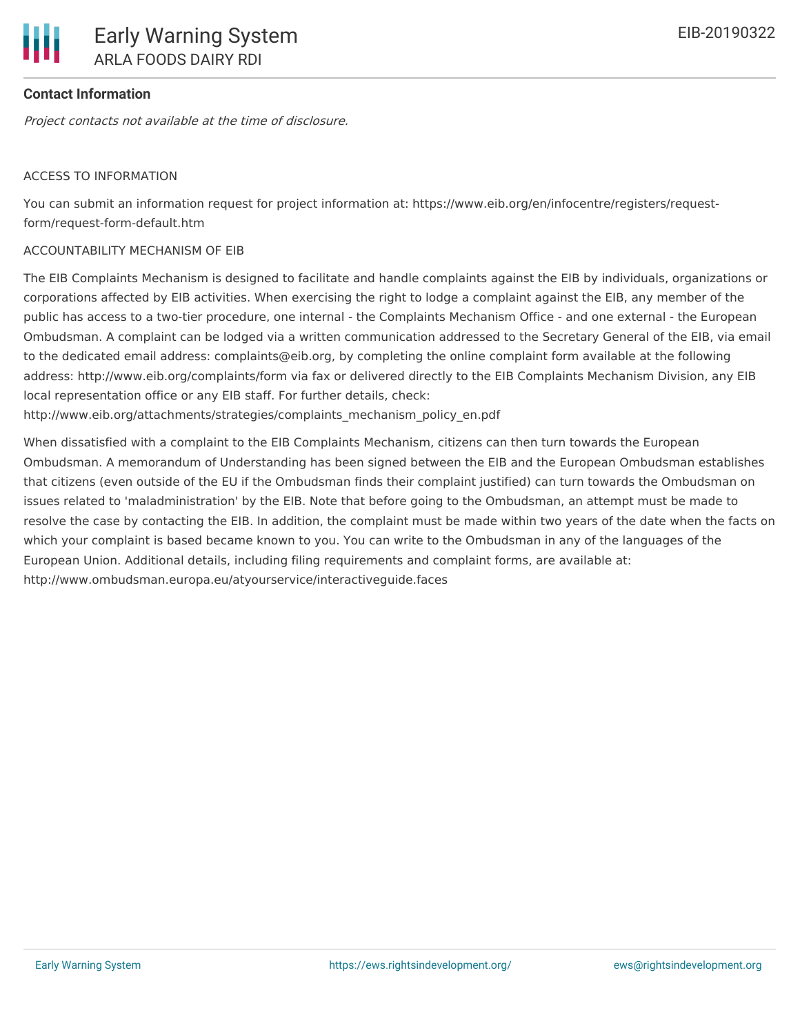## Contact Information

*Project contacts not available at the time of disclosure.*

ACCESS TO INFORMATION

You can submit an information request for project information at: https://www.eib.org/en/infocentre/registers/request-form/request-form-default.htm

ACCOUNTABILITY MECHANISM OF EIB

The EIB Complaints Mechanism is designed to facilitate and handle complaints against the EIB by individuals, organizations or corporations affected by EIB activities. When exercising the right to lodge a complaint against the EIB, any member of the public has access to a two-tier procedure, one internal - the Complaints Mechanism Office - and one external - the European Ombudsman. A complaint can be lodged via a written communication addressed to the Secretary General of the EIB, via email to the dedicated email address: complaints@eib.org, by completing the online complaint form available at the following address: http://www.eib.org/complaints/form via fax or delivered directly to the EIB Complaints Mechanism Division, any EIB local representation office or any EIB staff. For further details, check: http://www.eib.org/attachments/strategies/complaints_mechanism_policy_en.pdf

When dissatisfied with a complaint to the EIB Complaints Mechanism, citizens can then turn towards the European Ombudsman. A memorandum of Understanding has been signed between the EIB and the European Ombudsman establishes that citizens (even outside of the EU if the Ombudsman finds their complaint justified) can turn towards the Ombudsman on issues related to 'maladministration' by the EIB. Note that before going to the Ombudsman, an attempt must be made to resolve the case by contacting the EIB. In addition, the complaint must be made within two years of the date when the facts on which your complaint is based became known to you. You can write to the Ombudsman in any of the languages of the European Union. Additional details, including filing requirements and complaint forms, are available at: http://www.ombudsman.europa.eu/atyourservice/interactiveguide.faces